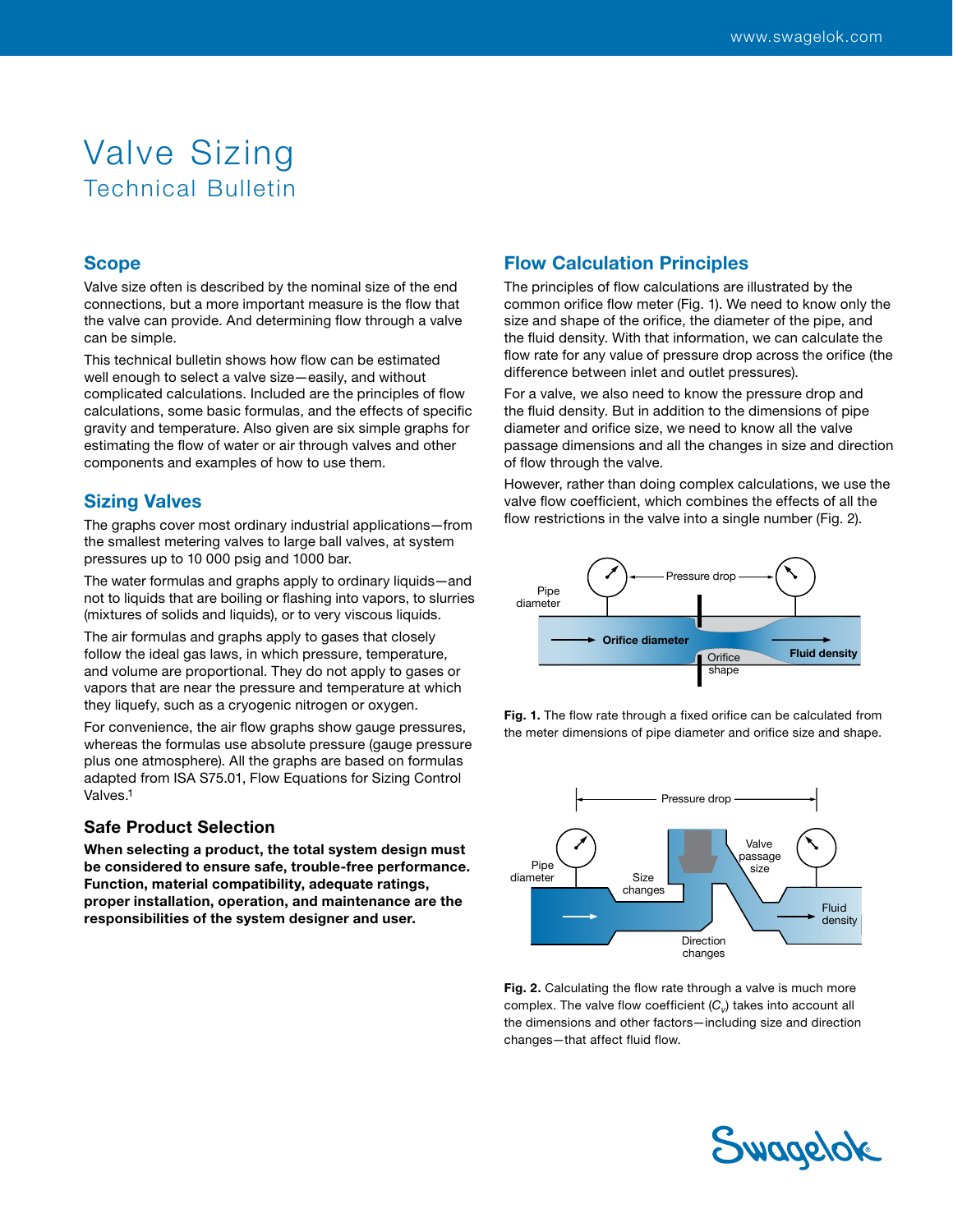# Valve Sizing

## Technical Bulletin

## Scope

Valve size often is described by the nominal size of the end connections, but a more important measure is the flow that the valve can provide. And determining flow through a valve can be simple.

This technical bulletin shows how flow can be estimated well enough to select a valve size—easily, and without complicated calculations. Included are the principles of flow calculations, some basic formulas, and the effects of specific gravity and temperature. Also given are six simple graphs for estimating the flow of water or air through valves and other components and examples of how to use them.

## Sizing Valves

The graphs cover most ordinary industrial applications—from the smallest metering valves to large ball valves, at system pressures up to 10 000 psig and 1000 bar.

The water formulas and graphs apply to ordinary liquids—and not to liquids that are boiling or flashing into vapors, to slurries (mixtures of solids and liquids), or to very viscous liquids.

The air formulas and graphs apply to gases that closely follow the ideal gas laws, in which pressure, temperature, and volume are proportional. They do not apply to gases or vapors that are near the pressure and temperature at which they liquefy, such as a cryogenic nitrogen or oxygen.

For convenience, the air flow graphs show gauge pressures, whereas the formulas use absolute pressure (gauge pressure plus one atmosphere). All the graphs are based on formulas adapted from ISA S75.01, Flow Equations for Sizing Control Valves.[1]

### Safe Product Selection

**When selecting a product, the total system design must be considered to ensure safe, trouble-free performance. Function, material compatibility, adequate ratings, proper installation, operation, and maintenance are the responsibilities of the system designer and user.**

## Flow Calculation Principles

The principles of flow calculations are illustrated by the common orifice flow meter (Fig. 1). We need to know only the size and shape of the orifice, the diameter of the pipe, and the fluid density. With that information, we can calculate the flow rate for any value of pressure drop across the orifice (the difference between inlet and outlet pressures).

For a valve, we also need to know the pressure drop and the fluid density. But in addition to the dimensions of pipe diameter and orifice size, we need to know all the valve passage dimensions and all the changes in size and direction of flow through the valve.

However, rather than doing complex calculations, we use the valve flow coefficient, which combines the effects of all the flow restrictions in the valve into a single number (Fig. 2).

**Fig. 1.** The flow rate through a fixed orifice can be calculated from the meter dimensions of pipe diameter and orifice size and shape.

**Fig. 2.** Calculating the flow rate through a valve is much more complex. The valve flow coefficient ($C_v$) takes into account all the dimensions and other factors—including size and direction changes—that affect fluid flow.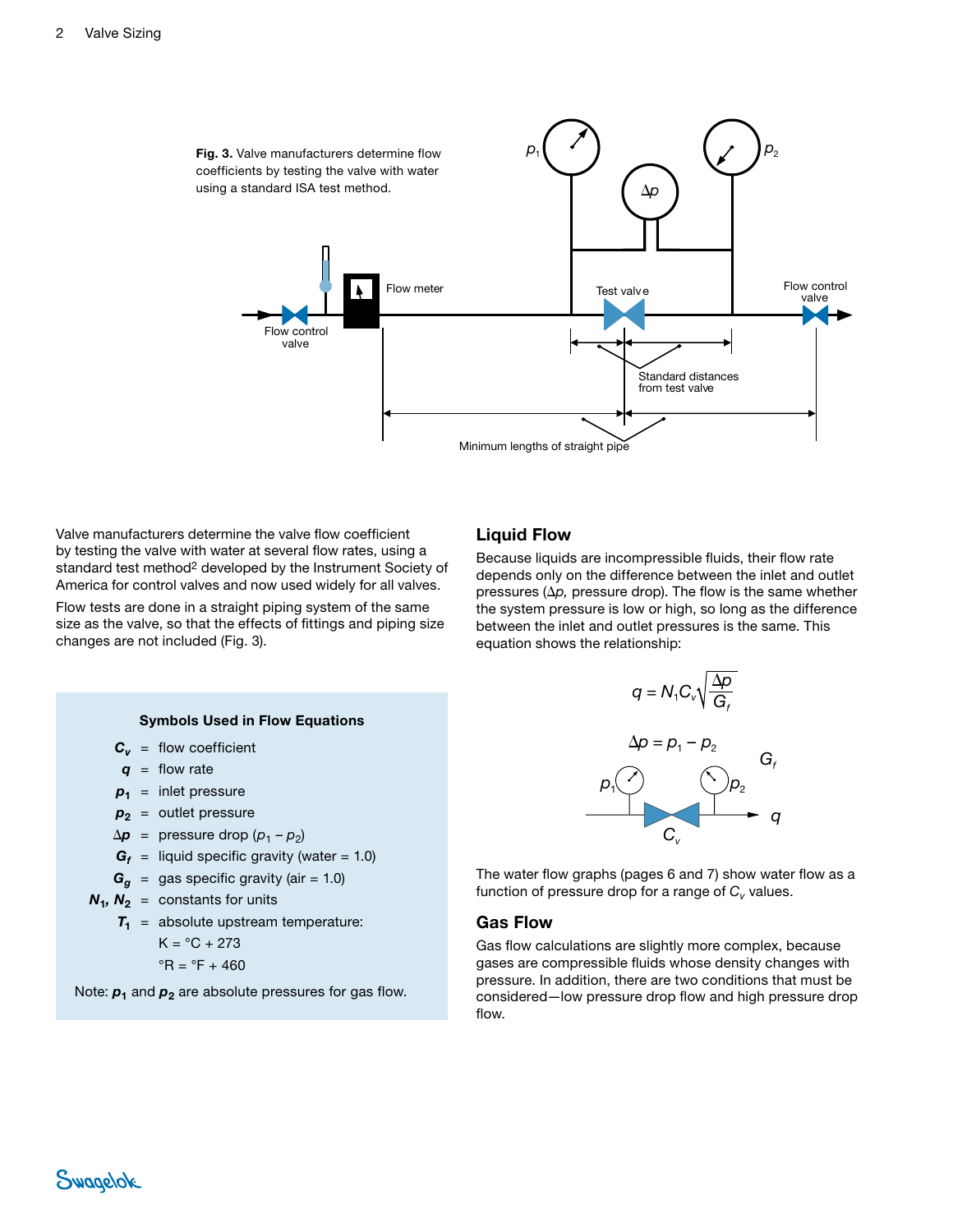**Fig. 3.** Valve manufacturers determine flow coefficients by testing the valve with water using a standard ISA test method.

Valve manufacturers determine the valve flow coefficient by testing the valve with water at several flow rates, using a standard test method[2] developed by the Instrument Society of America for control valves and now used widely for all valves.

Flow tests are done in a straight piping system of the same size as the valve, so that the effects of fittings and piping size changes are not included (Fig. 3).

**Symbols Used in Flow Equations**

- $C_v$ = flow coefficient
- $q$ = flow rate
- $p_1$ = inlet pressure
- $p_2$ = outlet pressure
- $\Delta p$ = pressure drop ($p_1 - p_2$)
- $G_f$ = liquid specific gravity (water = 1.0)
- $G_g$ = gas specific gravity (air = 1.0)
- $N_1, N_2$ = constants for units
- $T_1$ = absolute upstream temperature:
  - K = °C + 273
  - °R = °F + 460

Note: $p_1$ and $p_2$ are absolute pressures for gas flow.

## Liquid Flow

Because liquids are incompressible fluids, their flow rate depends only on the difference between the inlet and outlet pressures ($\Delta p$, pressure drop). The flow is the same whether the system pressure is low or high, so long as the difference between the inlet and outlet pressures is the same. This equation shows the relationship:

$$q = N_1 C_v \sqrt{\frac{\Delta p}{G_f}}$$

$$\Delta p = p_1 - p_2$$

The water flow graphs (pages 6 and 7) show water flow as a function of pressure drop for a range of $C_v$ values.

## Gas Flow

Gas flow calculations are slightly more complex, because gases are compressible fluids whose density changes with pressure. In addition, there are two conditions that must be considered—low pressure drop flow and high pressure drop flow.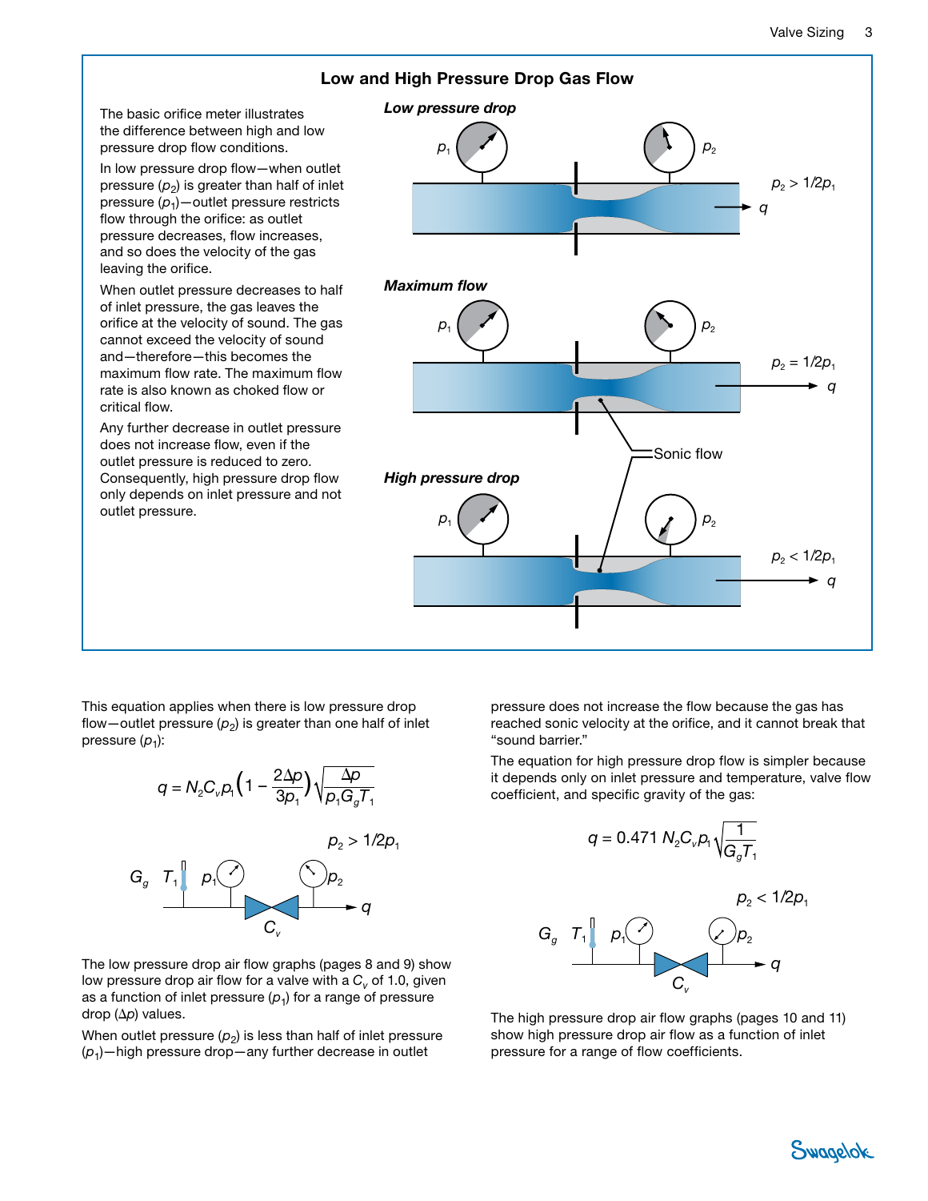## Low and High Pressure Drop Gas Flow

The basic orifice meter illustrates the difference between high and low pressure drop flow conditions.

In low pressure drop flow—when outlet pressure ($p_2$) is greater than half of inlet pressure ($p_1$)—outlet pressure restricts flow through the orifice: as outlet pressure decreases, flow increases, and so does the velocity of the gas leaving the orifice.

When outlet pressure decreases to half of inlet pressure, the gas leaves the orifice at the velocity of sound. The gas cannot exceed the velocity of sound and—therefore—this becomes the maximum flow rate. The maximum flow rate is also known as choked flow or critical flow.

Any further decrease in outlet pressure does not increase flow, even if the outlet pressure is reduced to zero. Consequently, high pressure drop flow only depends on inlet pressure and not outlet pressure.

***Low pressure drop***

$p_1$ $p_2$ $p_2 > 1/2p_1$ $q$

***Maximum flow***

$p_1$ $p_2$ $p_2 = 1/2p_1$ $q$

Sonic flow

***High pressure drop***

$p_1$ $p_2$ $p_2 < 1/2p_1$ $q$

This equation applies when there is low pressure drop flow—outlet pressure ($p_2$) is greater than one half of inlet pressure ($p_1$):

$$q = N_2 C_v p_1 \left(1 - \frac{2\Delta p}{3p_1}\right)\sqrt{\frac{\Delta p}{p_1 G_g T_1}}$$

$p_2 > 1/2p_1$

$G_g$ $T_1$ $p_1$ $p_2$ $q$ $C_v$

The low pressure drop air flow graphs (pages 8 and 9) show low pressure drop air flow for a valve with a $C_v$ of 1.0, given as a function of inlet pressure ($p_1$) for a range of pressure drop ($\Delta p$) values.

When outlet pressure ($p_2$) is less than half of inlet pressure ($p_1$)—high pressure drop—any further decrease in outlet pressure does not increase the flow because the gas has reached sonic velocity at the orifice, and it cannot break that "sound barrier."

The equation for high pressure drop flow is simpler because it depends only on inlet pressure and temperature, valve flow coefficient, and specific gravity of the gas:

$$q = 0.471\, N_2 C_v p_1 \sqrt{\frac{1}{G_g T_1}}$$

$p_2 < 1/2p_1$

$G_g$ $T_1$ $p_1$ $p_2$ $q$ $C_v$

The high pressure drop air flow graphs (pages 10 and 11) show high pressure drop air flow as a function of inlet pressure for a range of flow coefficients.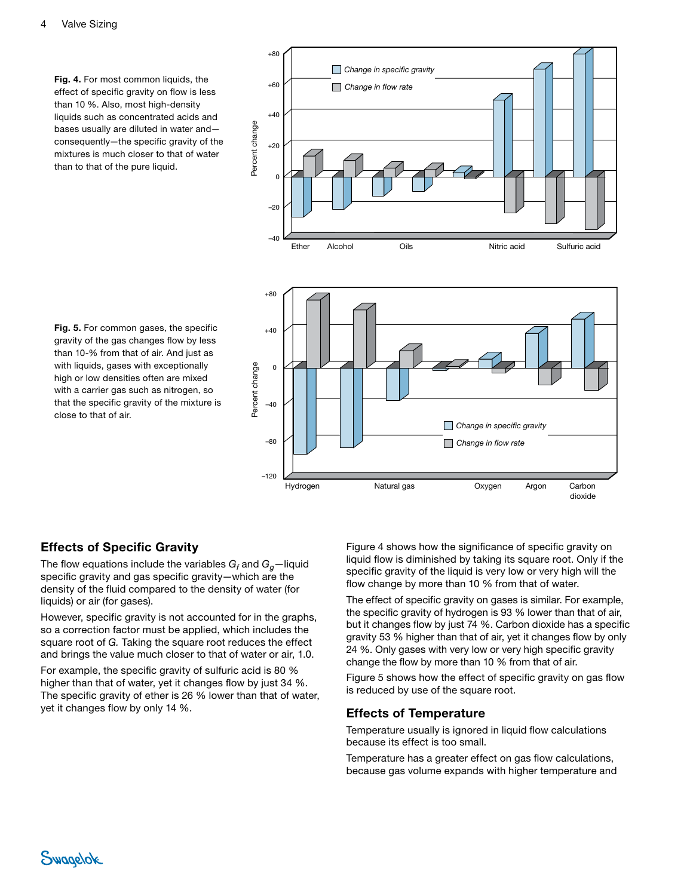**Fig. 4.** For most common liquids, the effect of specific gravity on flow is less than 10 %. Also, most high-density liquids such as concentrated acids and bases usually are diluted in water and—consequently—the specific gravity of the mixtures is much closer to that of water than to that of the pure liquid.

**Fig. 5.** For common gases, the specific gravity of the gas changes flow by less than 10-% from that of air. And just as with liquids, gases with exceptionally high or low densities often are mixed with a carrier gas such as nitrogen, so that the specific gravity of the mixture is close to that of air.

## Effects of Specific Gravity

The flow equations include the variables $G_f$ and $G_g$—liquid specific gravity and gas specific gravity—which are the density of the fluid compared to the density of water (for liquids) or air (for gases).

However, specific gravity is not accounted for in the graphs, so a correction factor must be applied, which includes the square root of *G*. Taking the square root reduces the effect and brings the value much closer to that of water or air, 1.0.

For example, the specific gravity of sulfuric acid is 80 % higher than that of water, yet it changes flow by just 34 %. The specific gravity of ether is 26 % lower than that of water, yet it changes flow by only 14 %.

Figure 4 shows how the significance of specific gravity on liquid flow is diminished by taking its square root. Only if the specific gravity of the liquid is very low or very high will the flow change by more than 10 % from that of water.

The effect of specific gravity on gases is similar. For example, the specific gravity of hydrogen is 93 % lower than that of air, but it changes flow by just 74 %. Carbon dioxide has a specific gravity 53 % higher than that of air, yet it changes flow by only 24 %. Only gases with very low or very high specific gravity change the flow by more than 10 % from that of air.

Figure 5 shows how the effect of specific gravity on gas flow is reduced by use of the square root.

## Effects of Temperature

Temperature usually is ignored in liquid flow calculations because its effect is too small.

Temperature has a greater effect on gas flow calculations, because gas volume expands with higher temperature and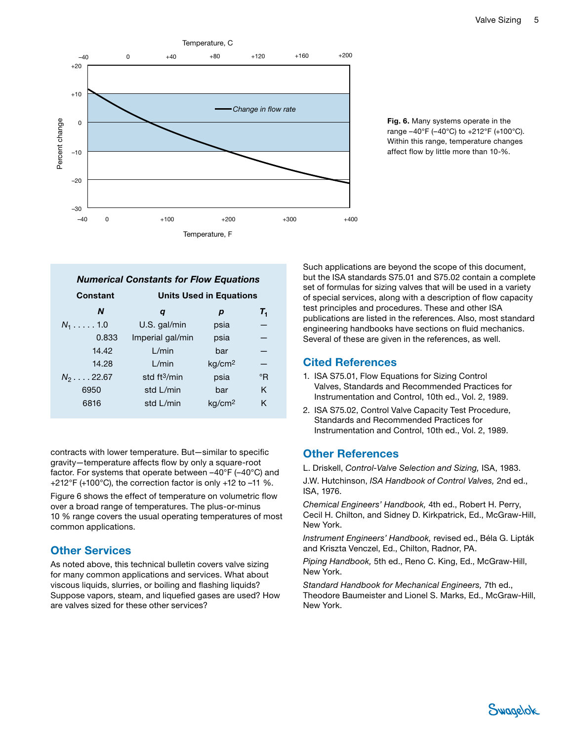Fig. 6. Many systems operate in the range −40°F (−40°C) to +212°F (+100°C). Within this range, temperature changes affect flow by little more than 10-%.

### *Numerical Constants for Flow Equations*

| Constant | Units Used in Equations | | |
|---|---|---|---|
| ***N*** | ***q*** | ***p*** | $T_1$ |
| $N_1$ . . . . . 1.0 | U.S. gal/min | psia | — |
| 0.833 | Imperial gal/min | psia | — |
| 14.42 | L/min | bar | — |
| 14.28 | L/min | kg/cm² | — |
| $N_2$ . . . . 22.67 | std ft³/min | psia | °R |
| 6950 | std L/min | bar | K |
| 6816 | std L/min | kg/cm² | K |

contracts with lower temperature. But—similar to specific gravity—temperature affects flow by only a square-root factor. For systems that operate between −40°F (−40°C) and +212°F (+100°C), the correction factor is only +12 to −11 %.

Figure 6 shows the effect of temperature on volumetric flow over a broad range of temperatures. The plus-or-minus 10 % range covers the usual operating temperatures of most common applications.

## Other Services

As noted above, this technical bulletin covers valve sizing for many common applications and services. What about viscous liquids, slurries, or boiling and flashing liquids? Suppose vapors, steam, and liquefied gases are used? How are valves sized for these other services?

Such applications are beyond the scope of this document, but the ISA standards S75.01 and S75.02 contain a complete set of formulas for sizing valves that will be used in a variety of special services, along with a description of flow capacity test principles and procedures. These and other ISA publications are listed in the references. Also, most standard engineering handbooks have sections on fluid mechanics. Several of these are given in the references, as well.

## Cited References

1. ISA S75.01, Flow Equations for Sizing Control Valves, Standards and Recommended Practices for Instrumentation and Control, 10th ed., Vol. 2, 1989.
2. ISA S75.02, Control Valve Capacity Test Procedure, Standards and Recommended Practices for Instrumentation and Control, 10th ed., Vol. 2, 1989.

## Other References

L. Driskell, *Control-Valve Selection and Sizing,* ISA, 1983.

J.W. Hutchinson, *ISA Handbook of Control Valves,* 2nd ed., ISA, 1976.

*Chemical Engineers' Handbook,* 4th ed., Robert H. Perry, Cecil H. Chilton, and Sidney D. Kirkpatrick, Ed., McGraw-Hill, New York.

*Instrument Engineers' Handbook,* revised ed., Béla G. Lipták and Kriszta Venczel, Ed., Chilton, Radnor, PA.

*Piping Handbook,* 5th ed., Reno C. King, Ed., McGraw-Hill, New York.

*Standard Handbook for Mechanical Engineers,* 7th ed., Theodore Baumeister and Lionel S. Marks, Ed., McGraw-Hill, New York.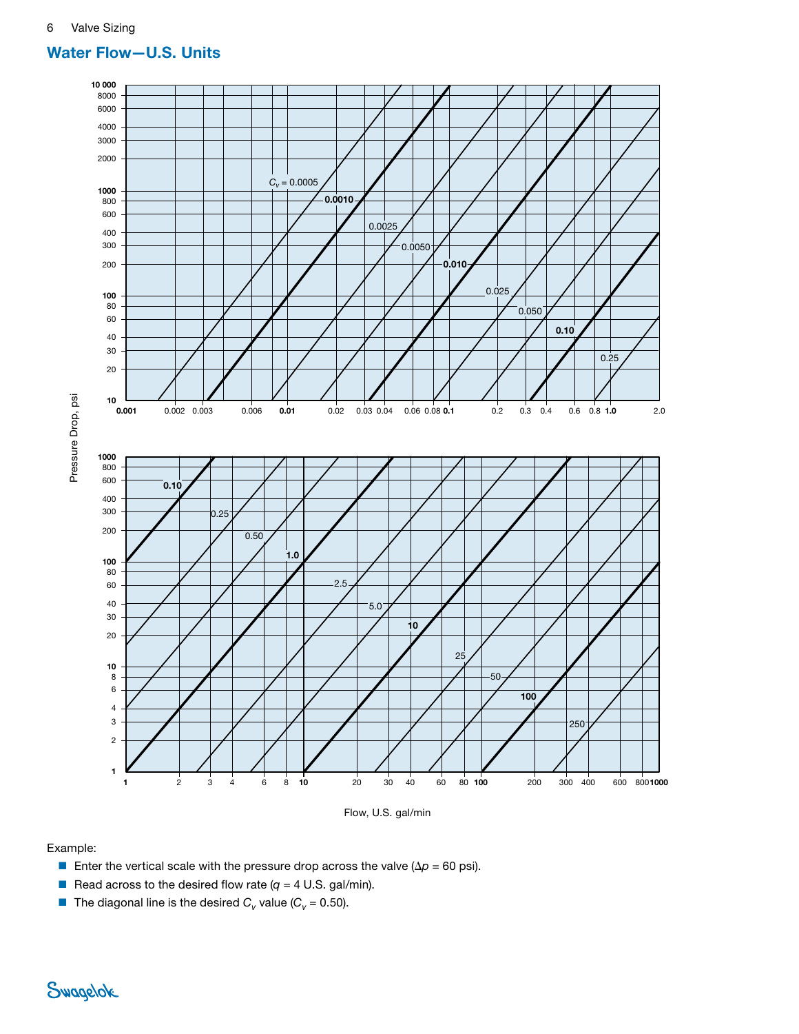## Water Flow—U.S. Units

Pressure Drop, psi

Flow, U.S. gal/min

Example:

- Enter the vertical scale with the pressure drop across the valve ($\Delta p$ = 60 psi).
- Read across to the desired flow rate ($q$ = 4 U.S. gal/min).
- The diagonal line is the desired $C_v$ value ($C_v$ = 0.50).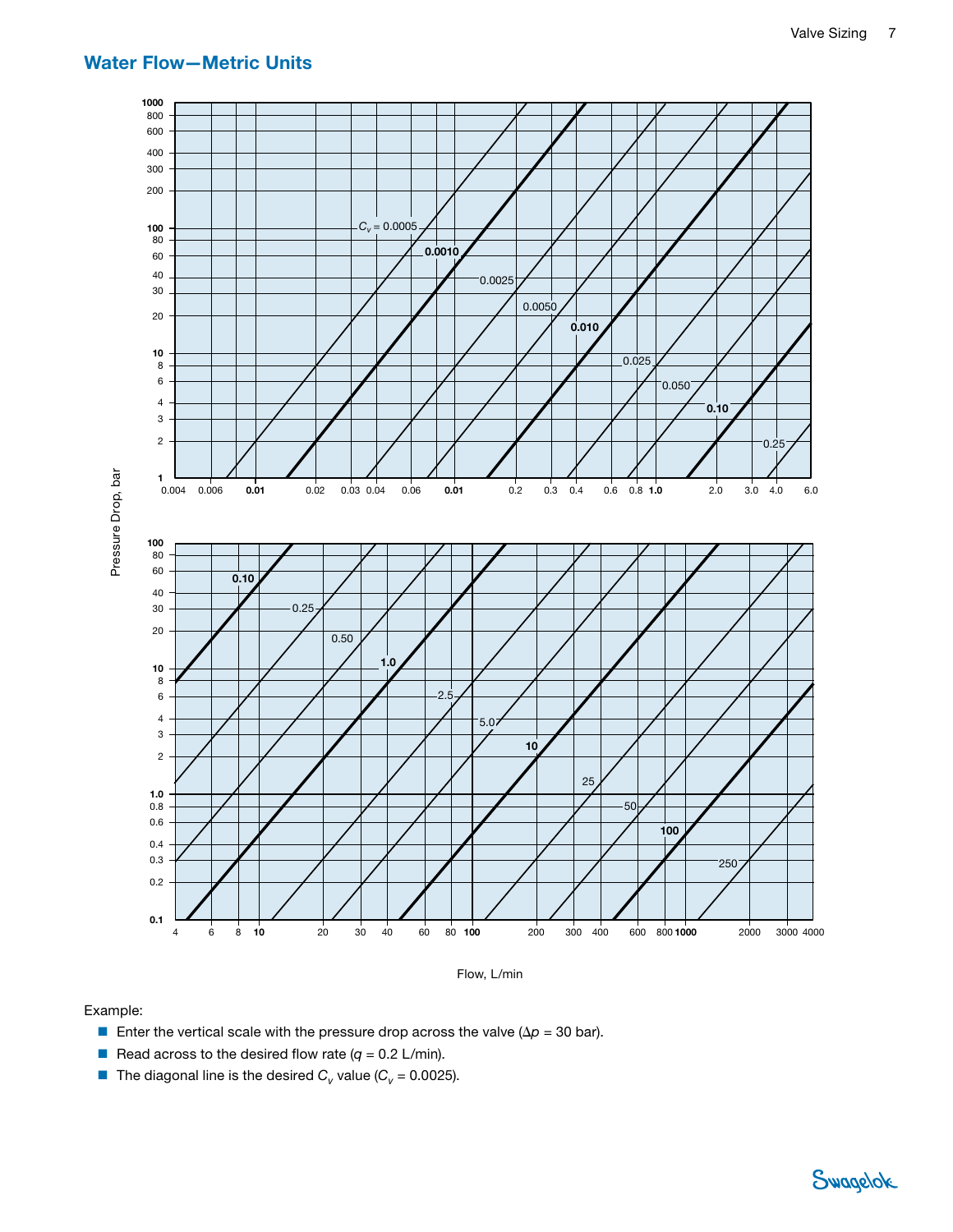## Water Flow—Metric Units

Pressure Drop, bar

Flow, L/min

Example:

- Enter the vertical scale with the pressure drop across the valve ($\Delta p$ = 30 bar).
- Read across to the desired flow rate ($q$ = 0.2 L/min).
- The diagonal line is the desired $C_v$ value ($C_v$ = 0.0025).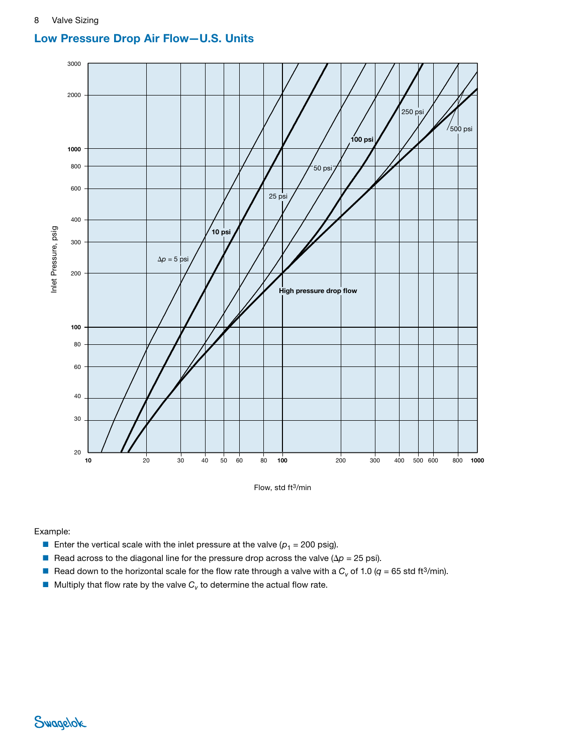## Low Pressure Drop Air Flow—U.S. Units

Example:

- Enter the vertical scale with the inlet pressure at the valve ($p_1$ = 200 psig).
- Read across to the diagonal line for the pressure drop across the valve ($\Delta p$ = 25 psi).
- Read down to the horizontal scale for the flow rate through a valve with a $C_v$ of 1.0 ($q$ = 65 std ft$^3$/min).
- Multiply that flow rate by the valve $C_v$ to determine the actual flow rate.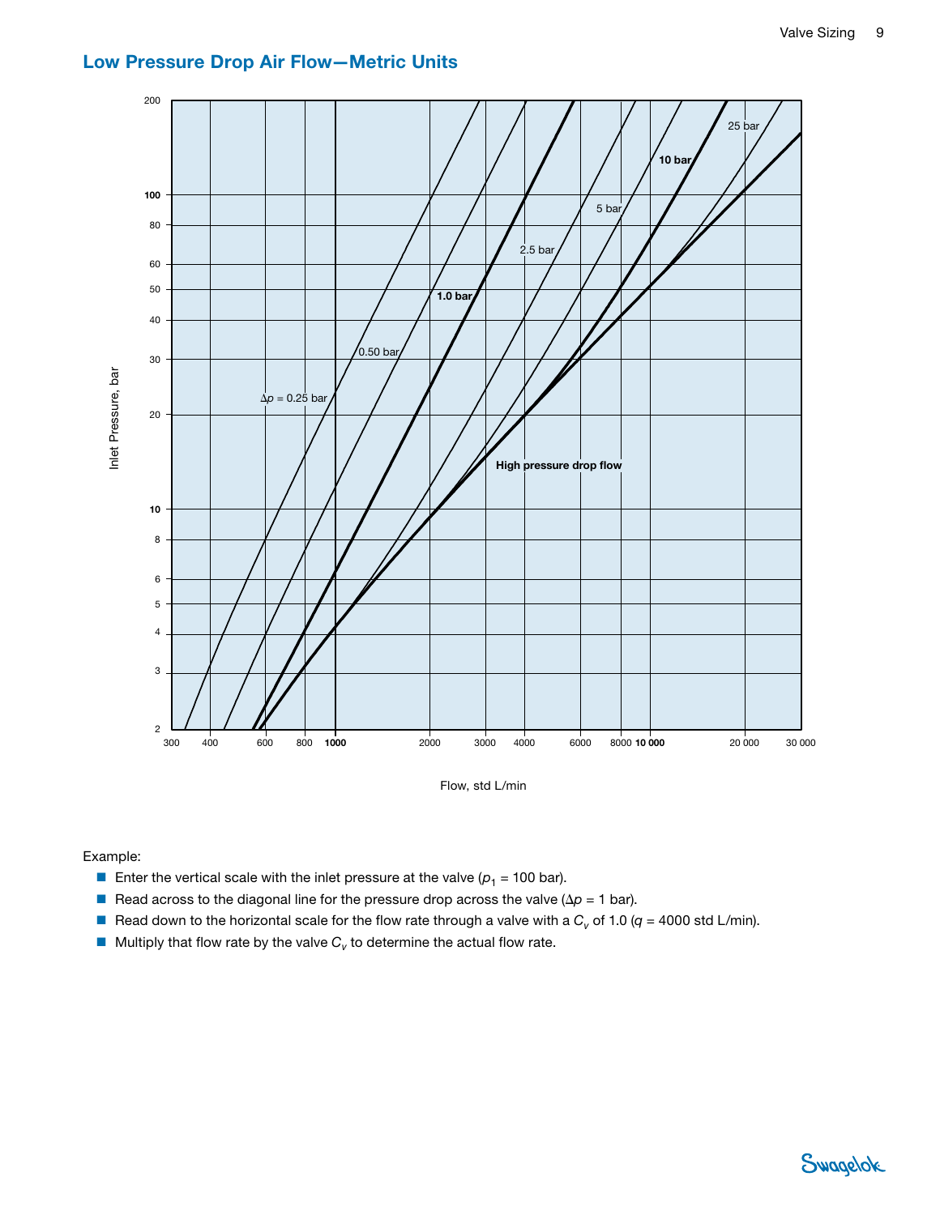## Low Pressure Drop Air Flow—Metric Units

Inlet Pressure, bar

200
100
80
60
50
40
30
20
10
8
6
5
4
3
2

$\Delta p$ = 0.25 bar

0.50 bar

1.0 bar

2.5 bar

5 bar

10 bar

25 bar

High pressure drop flow

300 400 600 800 1000 2000 3000 4000 6000 8000 10 000 20 000 30 000

Flow, std L/min

Example:

- Enter the vertical scale with the inlet pressure at the valve ($p_1$ = 100 bar).
- Read across to the diagonal line for the pressure drop across the valve ($\Delta p$ = 1 bar).
- Read down to the horizontal scale for the flow rate through a valve with a $C_v$ of 1.0 ($q$ = 4000 std L/min).
- Multiply that flow rate by the valve $C_v$ to determine the actual flow rate.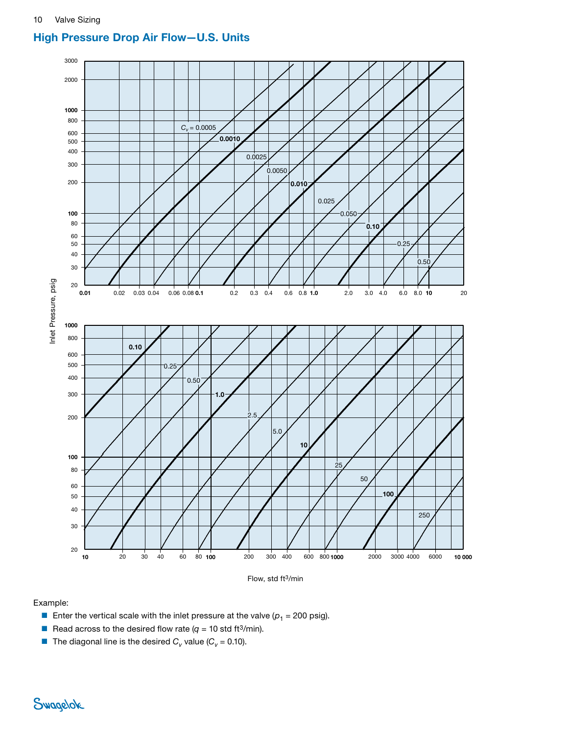## High Pressure Drop Air Flow—U.S. Units

Inlet Pressure, psig

$C_v$ = 0.0005

0.0010

0.0025

0.0050

0.010

0.025

0.050

0.10

0.25

0.50

0.10

0.25

0.50

1.0

2.5

5.0

10

25

50

100

250

Flow, std ft³/min

Example:

- Enter the vertical scale with the inlet pressure at the valve ($p_1$ = 200 psig).
- Read across to the desired flow rate ($q$ = 10 std ft³/min).
- The diagonal line is the desired $C_v$ value ($C_v$ = 0.10).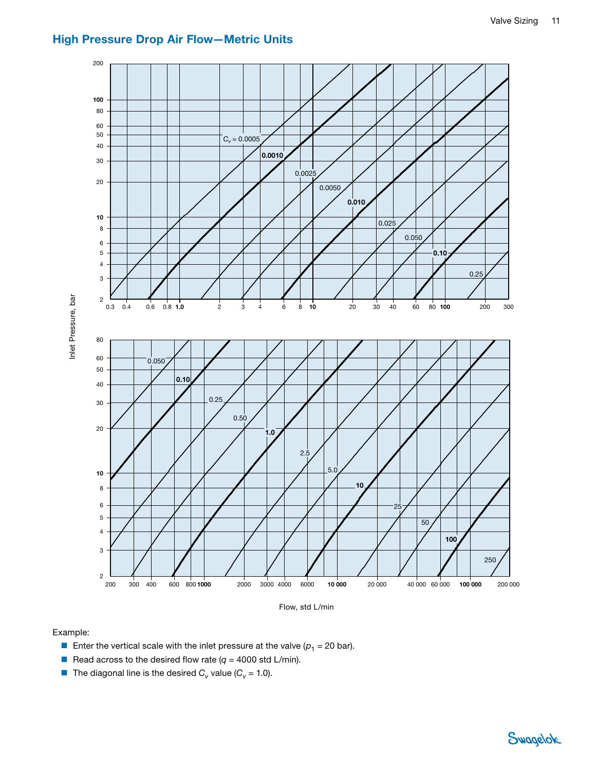## High Pressure Drop Air Flow—Metric Units

Example:

- Enter the vertical scale with the inlet pressure at the valve ($p_1$ = 20 bar).
- Read across to the desired flow rate ($q$ = 4000 std L/min).
- The diagonal line is the desired $C_v$ value ($C_v$ = 1.0).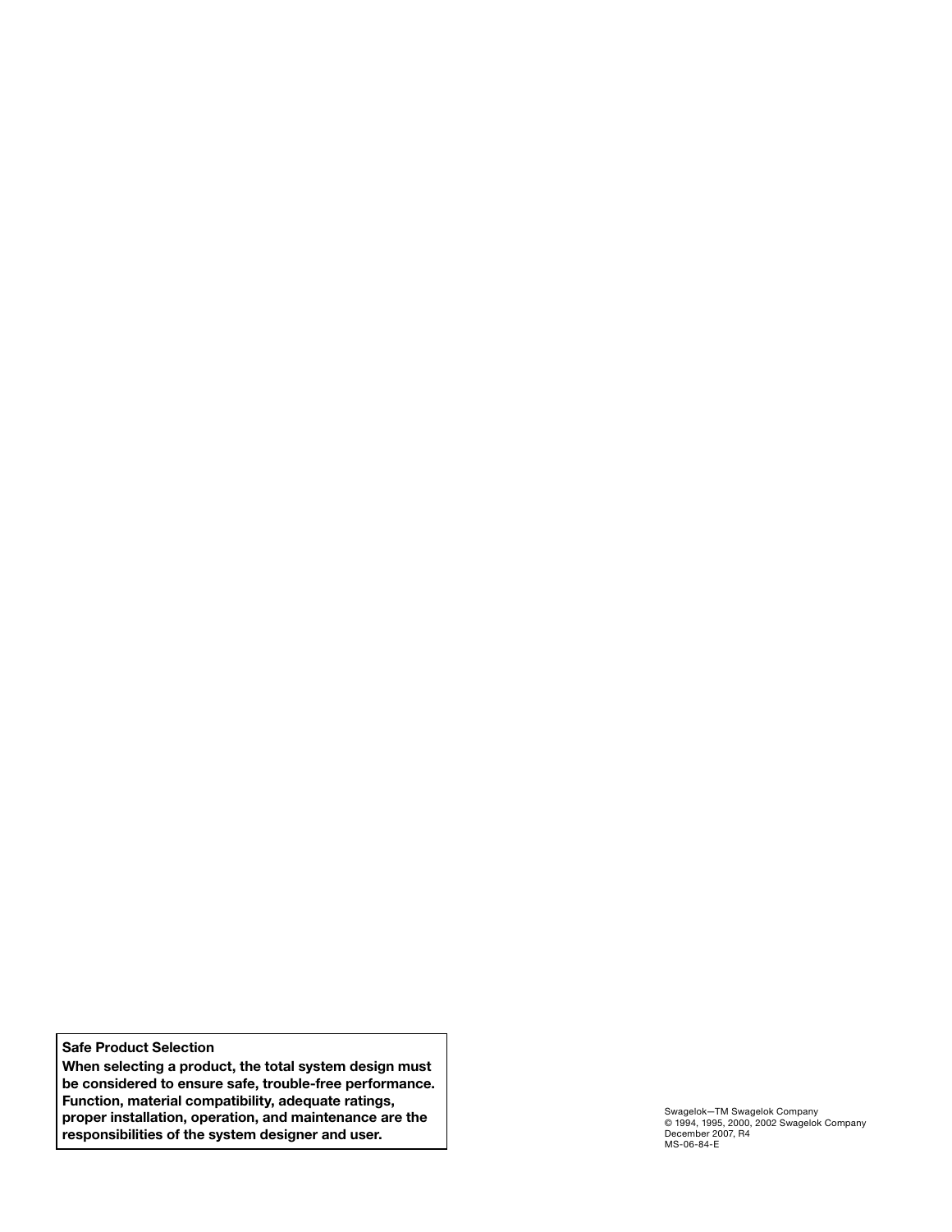**Safe Product Selection**

**When selecting a product, the total system design must be considered to ensure safe, trouble-free performance. Function, material compatibility, adequate ratings, proper installation, operation, and maintenance are the responsibilities of the system designer and user.**

Swagelok—TM Swagelok Company
© 1994, 1995, 2000, 2002 Swagelok Company
December 2007, R4
MS-06-84-E